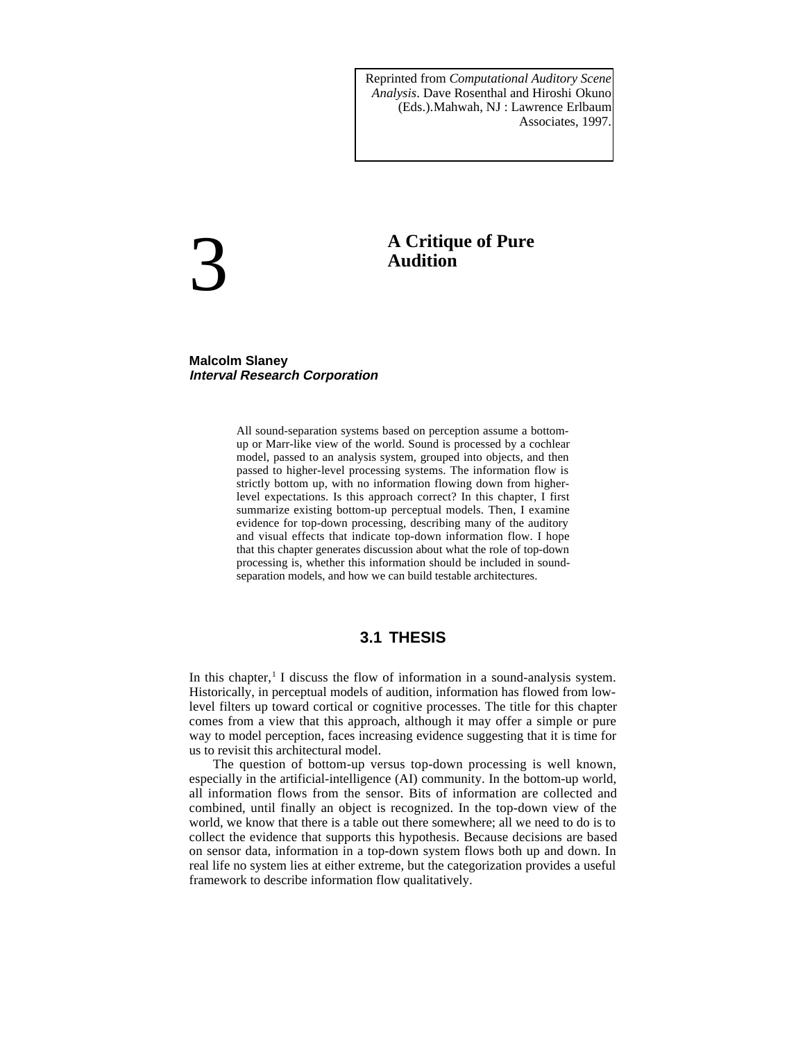Reprinted from *Computational Auditory Scene Analysis*. Dave Rosenthal and Hiroshi Okuno (Eds.).Mahwah, NJ : Lawrence Erlbaum Associates, 1997.

# 3 A Critique of Pure Audition

**Malcolm Slaney**
***Interval Research Corporation***

All sound-separation systems based on perception assume a bottom-up or Marr-like view of the world. Sound is processed by a cochlear model, passed to an analysis system, grouped into objects, and then passed to higher-level processing systems. The information flow is strictly bottom up, with no information flowing down from higher-level expectations. Is this approach correct? In this chapter, I first summarize existing bottom-up perceptual models. Then, I examine evidence for top-down processing, describing many of the auditory and visual effects that indicate top-down information flow. I hope that this chapter generates discussion about what the role of top-down processing is, whether this information should be included in sound-separation models, and how we can build testable architectures.

## 3.1 THESIS

In this chapter,[1] I discuss the flow of information in a sound-analysis system. Historically, in perceptual models of audition, information has flowed from low-level filters up toward cortical or cognitive processes. The title for this chapter comes from a view that this approach, although it may offer a simple or pure way to model perception, faces increasing evidence suggesting that it is time for us to revisit this architectural model.

The question of bottom-up versus top-down processing is well known, especially in the artificial-intelligence (AI) community. In the bottom-up world, all information flows from the sensor. Bits of information are collected and combined, until finally an object is recognized. In the top-down view of the world, we know that there is a table out there somewhere; all we need to do is to collect the evidence that supports this hypothesis. Because decisions are based on sensor data, information in a top-down system flows both up and down. In real life no system lies at either extreme, but the categorization provides a useful framework to describe information flow qualitatively.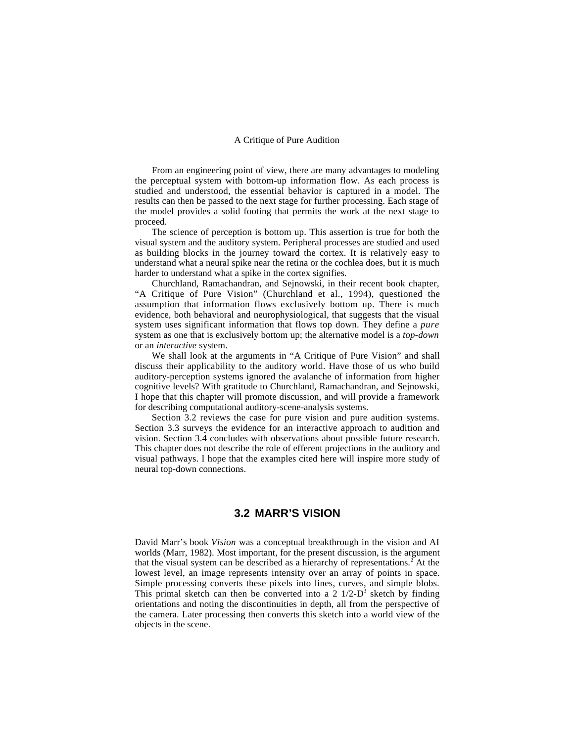From an engineering point of view, there are many advantages to modeling the perceptual system with bottom-up information flow. As each process is studied and understood, the essential behavior is captured in a model. The results can then be passed to the next stage for further processing. Each stage of the model provides a solid footing that permits the work at the next stage to proceed.

The science of perception is bottom up. This assertion is true for both the visual system and the auditory system. Peripheral processes are studied and used as building blocks in the journey toward the cortex. It is relatively easy to understand what a neural spike near the retina or the cochlea does, but it is much harder to understand what a spike in the cortex signifies.

Churchland, Ramachandran, and Sejnowski, in their recent book chapter, "A Critique of Pure Vision" (Churchland et al., 1994), questioned the assumption that information flows exclusively bottom up. There is much evidence, both behavioral and neurophysiological, that suggests that the visual system uses significant information that flows top down. They define a *pure* system as one that is exclusively bottom up; the alternative model is a *top-down* or an *interactive* system.

We shall look at the arguments in "A Critique of Pure Vision" and shall discuss their applicability to the auditory world. Have those of us who build auditory-perception systems ignored the avalanche of information from higher cognitive levels? With gratitude to Churchland, Ramachandran, and Sejnowski, I hope that this chapter will promote discussion, and will provide a framework for describing computational auditory-scene-analysis systems.

Section 3.2 reviews the case for pure vision and pure audition systems. Section 3.3 surveys the evidence for an interactive approach to audition and vision. Section 3.4 concludes with observations about possible future research. This chapter does not describe the role of efferent projections in the auditory and visual pathways. I hope that the examples cited here will inspire more study of neural top-down connections.

## 3.2 MARR'S VISION

David Marr's book *Vision* was a conceptual breakthrough in the vision and AI worlds (Marr, 1982). Most important, for the present discussion, is the argument that the visual system can be described as a hierarchy of representations.[2] At the lowest level, an image represents intensity over an array of points in space. Simple processing converts these pixels into lines, curves, and simple blobs. This primal sketch can then be converted into a 2 1/2-D[3] sketch by finding orientations and noting the discontinuities in depth, all from the perspective of the camera. Later processing then converts this sketch into a world view of the objects in the scene.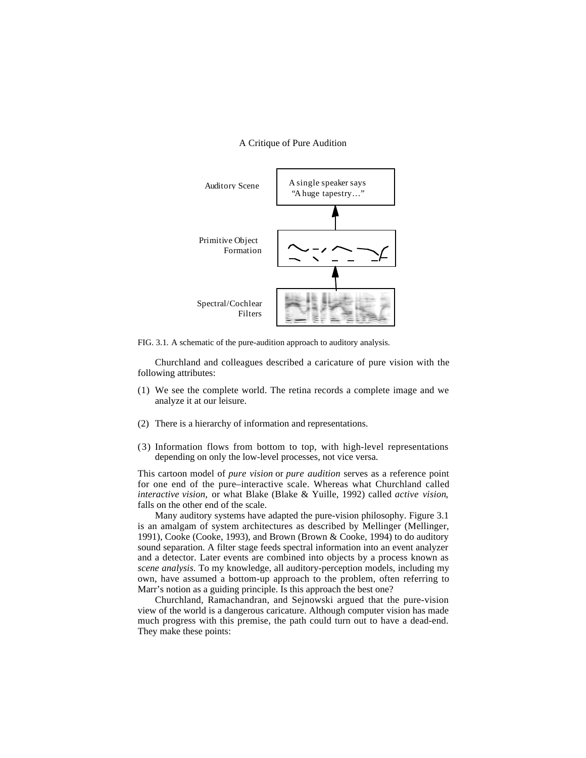FIG. 3.1. A schematic of the pure-audition approach to auditory analysis.

Churchland and colleagues described a caricature of pure vision with the following attributes:

(1) We see the complete world. The retina records a complete image and we analyze it at our leisure.

(2) There is a hierarchy of information and representations.

(3) Information flows from bottom to top, with high-level representations depending on only the low-level processes, not vice versa.

This cartoon model of *pure vision* or *pure audition* serves as a reference point for one end of the pure–interactive scale. Whereas what Churchland called *interactive vision,* or what Blake (Blake & Yuille, 1992) called *active vision,* falls on the other end of the scale.

Many auditory systems have adapted the pure-vision philosophy. Figure 3.1 is an amalgam of system architectures as described by Mellinger (Mellinger, 1991), Cooke (Cooke, 1993), and Brown (Brown & Cooke, 1994) to do auditory sound separation. A filter stage feeds spectral information into an event analyzer and a detector. Later events are combined into objects by a process known as *scene analysis*. To my knowledge, all auditory-perception models, including my own, have assumed a bottom-up approach to the problem, often referring to Marr's notion as a guiding principle. Is this approach the best one?

Churchland, Ramachandran, and Sejnowski argued that the pure-vision view of the world is a dangerous caricature. Although computer vision has made much progress with this premise, the path could turn out to have a dead-end. They make these points: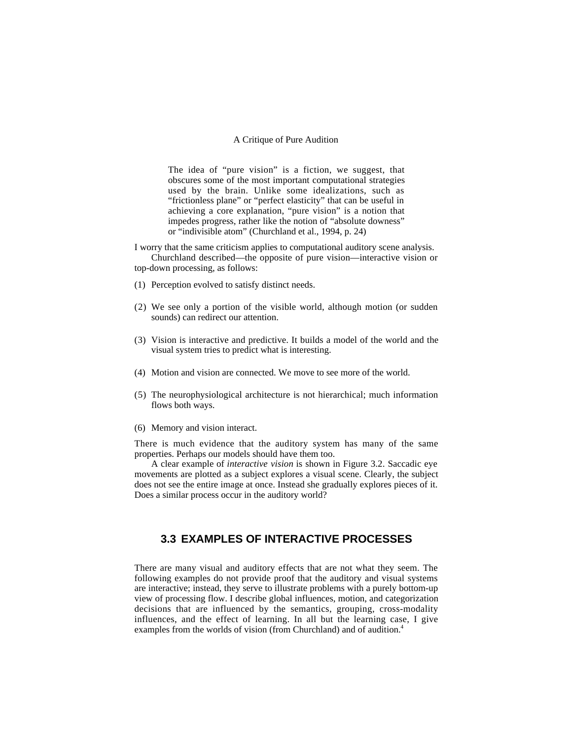> The idea of "pure vision" is a fiction, we suggest, that obscures some of the most important computational strategies used by the brain. Unlike some idealizations, such as "frictionless plane" or "perfect elasticity" that can be useful in achieving a core explanation, "pure vision" is a notion that impedes progress, rather like the notion of "absolute downess" or "indivisible atom" (Churchland et al., 1994, p. 24)

I worry that the same criticism applies to computational auditory scene analysis.

Churchland described—the opposite of pure vision—interactive vision or top-down processing, as follows:

(1) Perception evolved to satisfy distinct needs.

(2) We see only a portion of the visible world, although motion (or sudden sounds) can redirect our attention.

(3) Vision is interactive and predictive. It builds a model of the world and the visual system tries to predict what is interesting.

(4) Motion and vision are connected. We move to see more of the world.

(5) The neurophysiological architecture is not hierarchical; much information flows both ways.

(6) Memory and vision interact.

There is much evidence that the auditory system has many of the same properties. Perhaps our models should have them too.

A clear example of *interactive vision* is shown in Figure 3.2. Saccadic eye movements are plotted as a subject explores a visual scene. Clearly, the subject does not see the entire image at once. Instead she gradually explores pieces of it. Does a similar process occur in the auditory world?

## 3.3 EXAMPLES OF INTERACTIVE PROCESSES

There are many visual and auditory effects that are not what they seem. The following examples do not provide proof that the auditory and visual systems are interactive; instead, they serve to illustrate problems with a purely bottom-up view of processing flow. I describe global influences, motion, and categorization decisions that are influenced by the semantics, grouping, cross-modality influences, and the effect of learning. In all but the learning case, I give examples from the worlds of vision (from Churchland) and of audition.[4]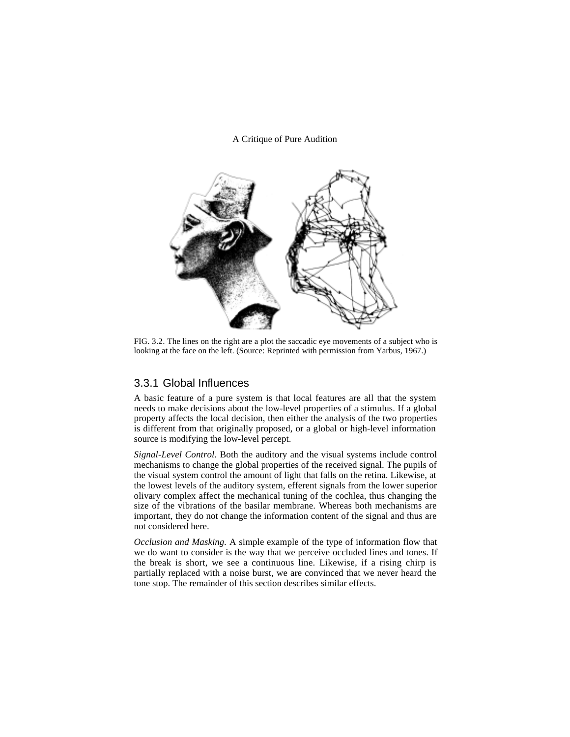FIG. 3.2. The lines on the right are a plot the saccadic eye movements of a subject who is looking at the face on the left. (Source: Reprinted with permission from Yarbus, 1967.)

### 3.3.1 Global Influences

A basic feature of a pure system is that local features are all that the system needs to make decisions about the low-level properties of a stimulus. If a global property affects the local decision, then either the analysis of the two properties is different from that originally proposed, or a global or high-level information source is modifying the low-level percept.

*Signal-Level Control.* Both the auditory and the visual systems include control mechanisms to change the global properties of the received signal. The pupils of the visual system control the amount of light that falls on the retina. Likewise, at the lowest levels of the auditory system, efferent signals from the lower superior olivary complex affect the mechanical tuning of the cochlea, thus changing the size of the vibrations of the basilar membrane. Whereas both mechanisms are important, they do not change the information content of the signal and thus are not considered here.

*Occlusion and Masking.* A simple example of the type of information flow that we do want to consider is the way that we perceive occluded lines and tones. If the break is short, we see a continuous line. Likewise, if a rising chirp is partially replaced with a noise burst, we are convinced that we never heard the tone stop. The remainder of this section describes similar effects.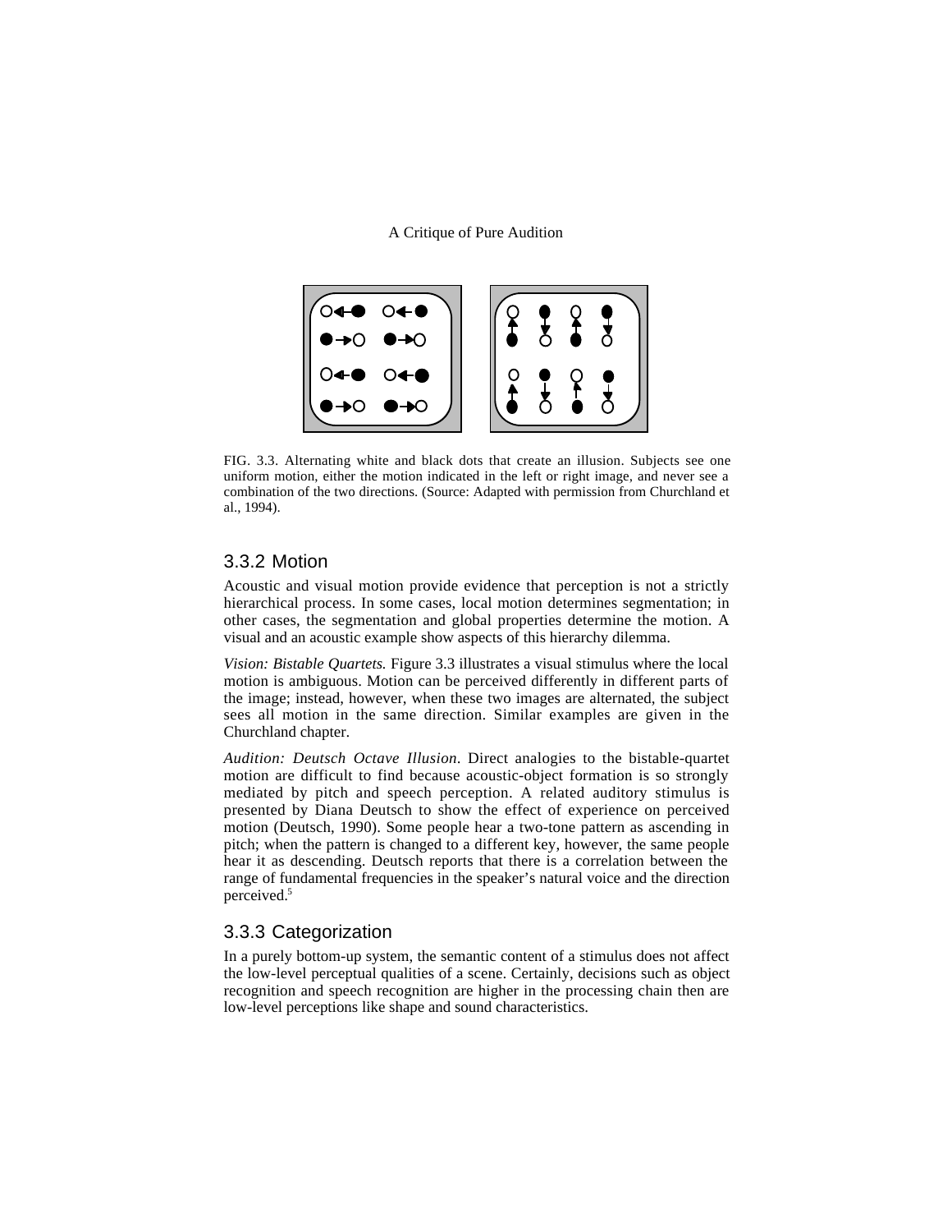FIG. 3.3. Alternating white and black dots that create an illusion. Subjects see one uniform motion, either the motion indicated in the left or right image, and never see a combination of the two directions. (Source: Adapted with permission from Churchland et al., 1994).

### 3.3.2 Motion

Acoustic and visual motion provide evidence that perception is not a strictly hierarchical process. In some cases, local motion determines segmentation; in other cases, the segmentation and global properties determine the motion. A visual and an acoustic example show aspects of this hierarchy dilemma.

*Vision: Bistable Quartets.* Figure 3.3 illustrates a visual stimulus where the local motion is ambiguous. Motion can be perceived differently in different parts of the image; instead, however, when these two images are alternated, the subject sees all motion in the same direction. Similar examples are given in the Churchland chapter.

*Audition: Deutsch Octave Illusion.* Direct analogies to the bistable-quartet motion are difficult to find because acoustic-object formation is so strongly mediated by pitch and speech perception. A related auditory stimulus is presented by Diana Deutsch to show the effect of experience on perceived motion (Deutsch, 1990). Some people hear a two-tone pattern as ascending in pitch; when the pattern is changed to a different key, however, the same people hear it as descending. Deutsch reports that there is a correlation between the range of fundamental frequencies in the speaker's natural voice and the direction perceived.[5]

### 3.3.3 Categorization

In a purely bottom-up system, the semantic content of a stimulus does not affect the low-level perceptual qualities of a scene. Certainly, decisions such as object recognition and speech recognition are higher in the processing chain then are low-level perceptions like shape and sound characteristics.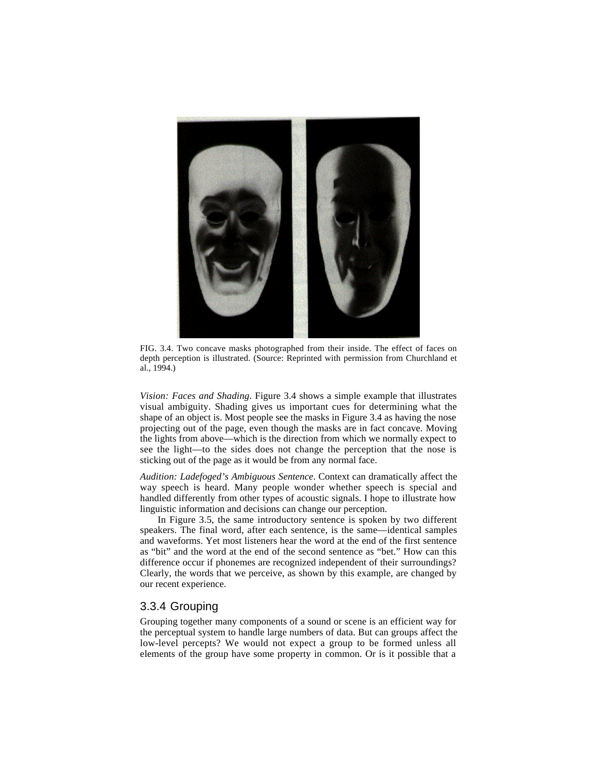FIG. 3.4. Two concave masks photographed from their inside. The effect of faces on depth perception is illustrated. (Source: Reprinted with permission from Churchland et al., 1994.)

*Vision: Faces and Shading*. Figure 3.4 shows a simple example that illustrates visual ambiguity. Shading gives us important cues for determining what the shape of an object is. Most people see the masks in Figure 3.4 as having the nose projecting out of the page, even though the masks are in fact concave. Moving the lights from above—which is the direction from which we normally expect to see the light—to the sides does not change the perception that the nose is sticking out of the page as it would be from any normal face.

*Audition: Ladefoged's Ambiguous Sentence*. Context can dramatically affect the way speech is heard. Many people wonder whether speech is special and handled differently from other types of acoustic signals. I hope to illustrate how linguistic information and decisions can change our perception.

In Figure 3.5, the same introductory sentence is spoken by two different speakers. The final word, after each sentence, is the same—identical samples and waveforms. Yet most listeners hear the word at the end of the first sentence as "bit" and the word at the end of the second sentence as "bet." How can this difference occur if phonemes are recognized independent of their surroundings? Clearly, the words that we perceive, as shown by this example, are changed by our recent experience.

### 3.3.4 Grouping

Grouping together many components of a sound or scene is an efficient way for the perceptual system to handle large numbers of data. But can groups affect the low-level percepts? We would not expect a group to be formed unless all elements of the group have some property in common. Or is it possible that a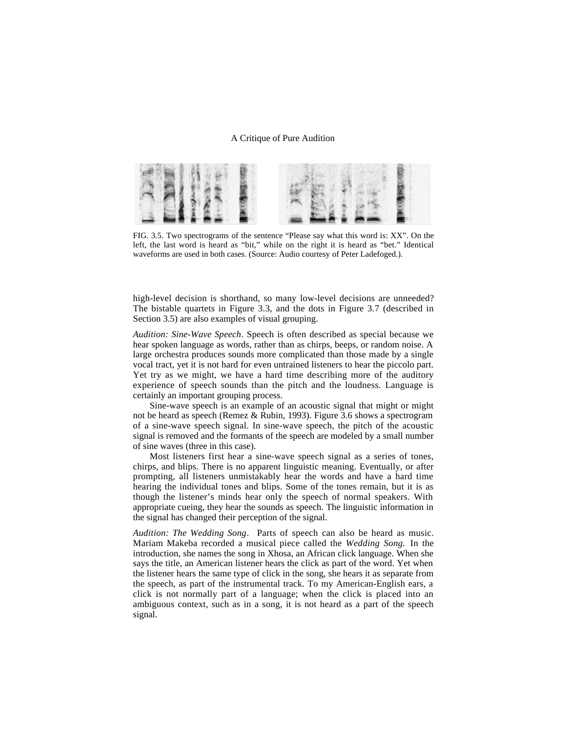FIG. 3.5. Two spectrograms of the sentence "Please say what this word is: XX". On the left, the last word is heard as "bit," while on the right it is heard as "bet." Identical waveforms are used in both cases. (Source: Audio courtesy of Peter Ladefoged.).

high-level decision is shorthand, so many low-level decisions are unneeded? The bistable quartets in Figure 3.3, and the dots in Figure 3.7 (described in Section 3.5) are also examples of visual grouping.

*Audition: Sine-Wave Speech*. Speech is often described as special because we hear spoken language as words, rather than as chirps, beeps, or random noise. A large orchestra produces sounds more complicated than those made by a single vocal tract, yet it is not hard for even untrained listeners to hear the piccolo part. Yet try as we might, we have a hard time describing more of the auditory experience of speech sounds than the pitch and the loudness. Language is certainly an important grouping process.

Sine-wave speech is an example of an acoustic signal that might or might not be heard as speech (Remez & Rubin, 1993). Figure 3.6 shows a spectrogram of a sine-wave speech signal. In sine-wave speech, the pitch of the acoustic signal is removed and the formants of the speech are modeled by a small number of sine waves (three in this case).

Most listeners first hear a sine-wave speech signal as a series of tones, chirps, and blips. There is no apparent linguistic meaning. Eventually, or after prompting, all listeners unmistakably hear the words and have a hard time hearing the individual tones and blips. Some of the tones remain, but it is as though the listener's minds hear only the speech of normal speakers. With appropriate cueing, they hear the sounds as speech. The linguistic information in the signal has changed their perception of the signal.

*Audition: The Wedding Song*. Parts of speech can also be heard as music. Mariam Makeba recorded a musical piece called the *Wedding Song.* In the introduction, she names the song in Xhosa, an African click language. When she says the title, an American listener hears the click as part of the word. Yet when the listener hears the same type of click in the song, she hears it as separate from the speech, as part of the instrumental track. To my American-English ears, a click is not normally part of a language; when the click is placed into an ambiguous context, such as in a song, it is not heard as a part of the speech signal.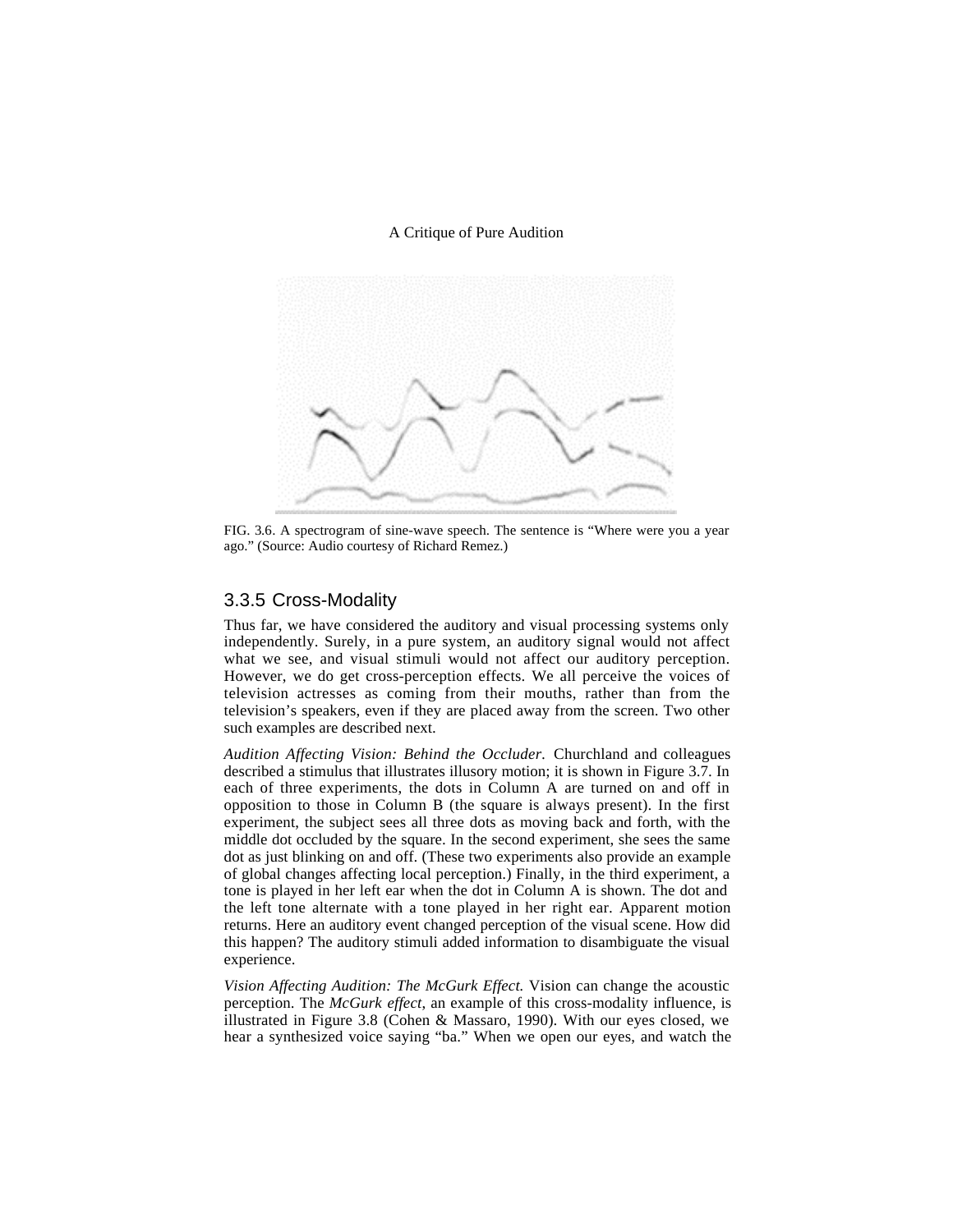FIG. 3.6. A spectrogram of sine-wave speech. The sentence is “Where were you a year ago.” (Source: Audio courtesy of Richard Remez.)

### 3.3.5 Cross-Modality

Thus far, we have considered the auditory and visual processing systems only independently. Surely, in a pure system, an auditory signal would not affect what we see, and visual stimuli would not affect our auditory perception. However, we do get cross-perception effects. We all perceive the voices of television actresses as coming from their mouths, rather than from the television’s speakers, even if they are placed away from the screen. Two other such examples are described next.

*Audition Affecting Vision: Behind the Occluder.* Churchland and colleagues described a stimulus that illustrates illusory motion; it is shown in Figure 3.7. In each of three experiments, the dots in Column A are turned on and off in opposition to those in Column B (the square is always present). In the first experiment, the subject sees all three dots as moving back and forth, with the middle dot occluded by the square. In the second experiment, she sees the same dot as just blinking on and off. (These two experiments also provide an example of global changes affecting local perception.) Finally, in the third experiment, a tone is played in her left ear when the dot in Column A is shown. The dot and the left tone alternate with a tone played in her right ear. Apparent motion returns. Here an auditory event changed perception of the visual scene. How did this happen? The auditory stimuli added information to disambiguate the visual experience.

*Vision Affecting Audition: The McGurk Effect.* Vision can change the acoustic perception. The *McGurk effect*, an example of this cross-modality influence, is illustrated in Figure 3.8 (Cohen & Massaro, 1990). With our eyes closed, we hear a synthesized voice saying “ba.” When we open our eyes, and watch the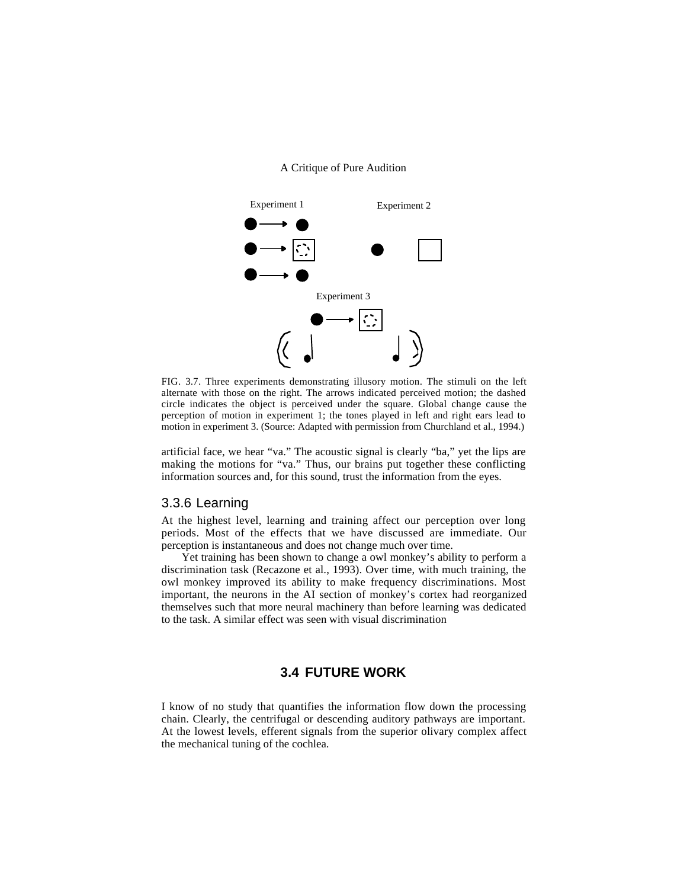FIG. 3.7. Three experiments demonstrating illusory motion. The stimuli on the left alternate with those on the right. The arrows indicated perceived motion; the dashed circle indicates the object is perceived under the square. Global change cause the perception of motion in experiment 1; the tones played in left and right ears lead to motion in experiment 3. (Source: Adapted with permission from Churchland et al., 1994.)

artificial face, we hear "va." The acoustic signal is clearly "ba," yet the lips are making the motions for "va." Thus, our brains put together these conflicting information sources and, for this sound, trust the information from the eyes.

### 3.3.6 Learning

At the highest level, learning and training affect our perception over long periods. Most of the effects that we have discussed are immediate. Our perception is instantaneous and does not change much over time.

Yet training has been shown to change a owl monkey's ability to perform a discrimination task (Recazone et al., 1993). Over time, with much training, the owl monkey improved its ability to make frequency discriminations. Most important, the neurons in the AI section of monkey's cortex had reorganized themselves such that more neural machinery than before learning was dedicated to the task. A similar effect was seen with visual discrimination

## 3.4 FUTURE WORK

I know of no study that quantifies the information flow down the processing chain. Clearly, the centrifugal or descending auditory pathways are important. At the lowest levels, efferent signals from the superior olivary complex affect the mechanical tuning of the cochlea.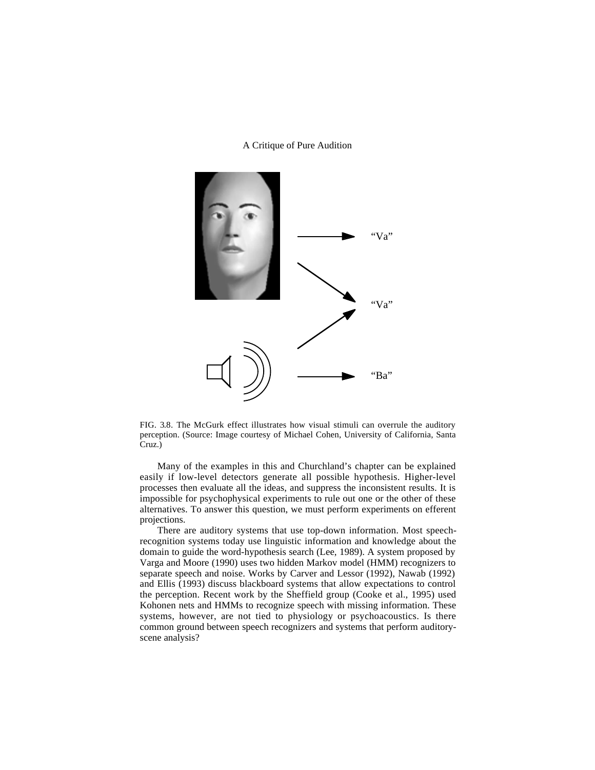FIG. 3.8. The McGurk effect illustrates how visual stimuli can overrule the auditory perception. (Source: Image courtesy of Michael Cohen, University of California, Santa Cruz.)

Many of the examples in this and Churchland's chapter can be explained easily if low-level detectors generate all possible hypothesis. Higher-level processes then evaluate all the ideas, and suppress the inconsistent results. It is impossible for psychophysical experiments to rule out one or the other of these alternatives. To answer this question, we must perform experiments on efferent projections.

There are auditory systems that use top-down information. Most speech-recognition systems today use linguistic information and knowledge about the domain to guide the word-hypothesis search (Lee, 1989). A system proposed by Varga and Moore (1990) uses two hidden Markov model (HMM) recognizers to separate speech and noise. Works by Carver and Lessor (1992), Nawab (1992) and Ellis (1993) discuss blackboard systems that allow expectations to control the perception. Recent work by the Sheffield group (Cooke et al., 1995) used Kohonen nets and HMMs to recognize speech with missing information. These systems, however, are not tied to physiology or psychoacoustics. Is there common ground between speech recognizers and systems that perform auditory-scene analysis?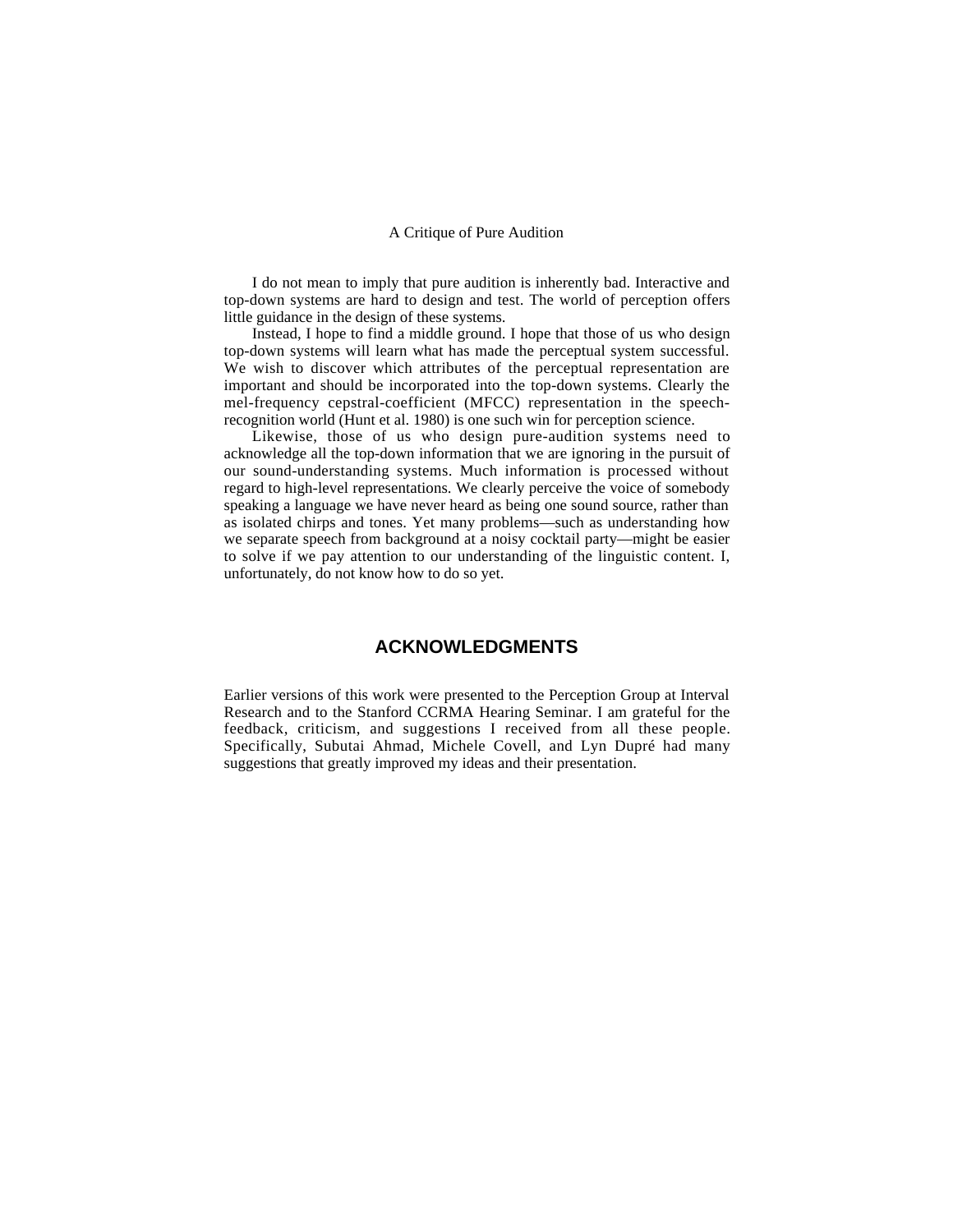I do not mean to imply that pure audition is inherently bad. Interactive and top-down systems are hard to design and test. The world of perception offers little guidance in the design of these systems.

Instead, I hope to find a middle ground. I hope that those of us who design top-down systems will learn what has made the perceptual system successful. We wish to discover which attributes of the perceptual representation are important and should be incorporated into the top-down systems. Clearly the mel-frequency cepstral-coefficient (MFCC) representation in the speech-recognition world (Hunt et al. 1980) is one such win for perception science.

Likewise, those of us who design pure-audition systems need to acknowledge all the top-down information that we are ignoring in the pursuit of our sound-understanding systems. Much information is processed without regard to high-level representations. We clearly perceive the voice of somebody speaking a language we have never heard as being one sound source, rather than as isolated chirps and tones. Yet many problems—such as understanding how we separate speech from background at a noisy cocktail party—might be easier to solve if we pay attention to our understanding of the linguistic content. I, unfortunately, do not know how to do so yet.

## ACKNOWLEDGMENTS

Earlier versions of this work were presented to the Perception Group at Interval Research and to the Stanford CCRMA Hearing Seminar. I am grateful for the feedback, criticism, and suggestions I received from all these people. Specifically, Subutai Ahmad, Michele Covell, and Lyn Dupré had many suggestions that greatly improved my ideas and their presentation.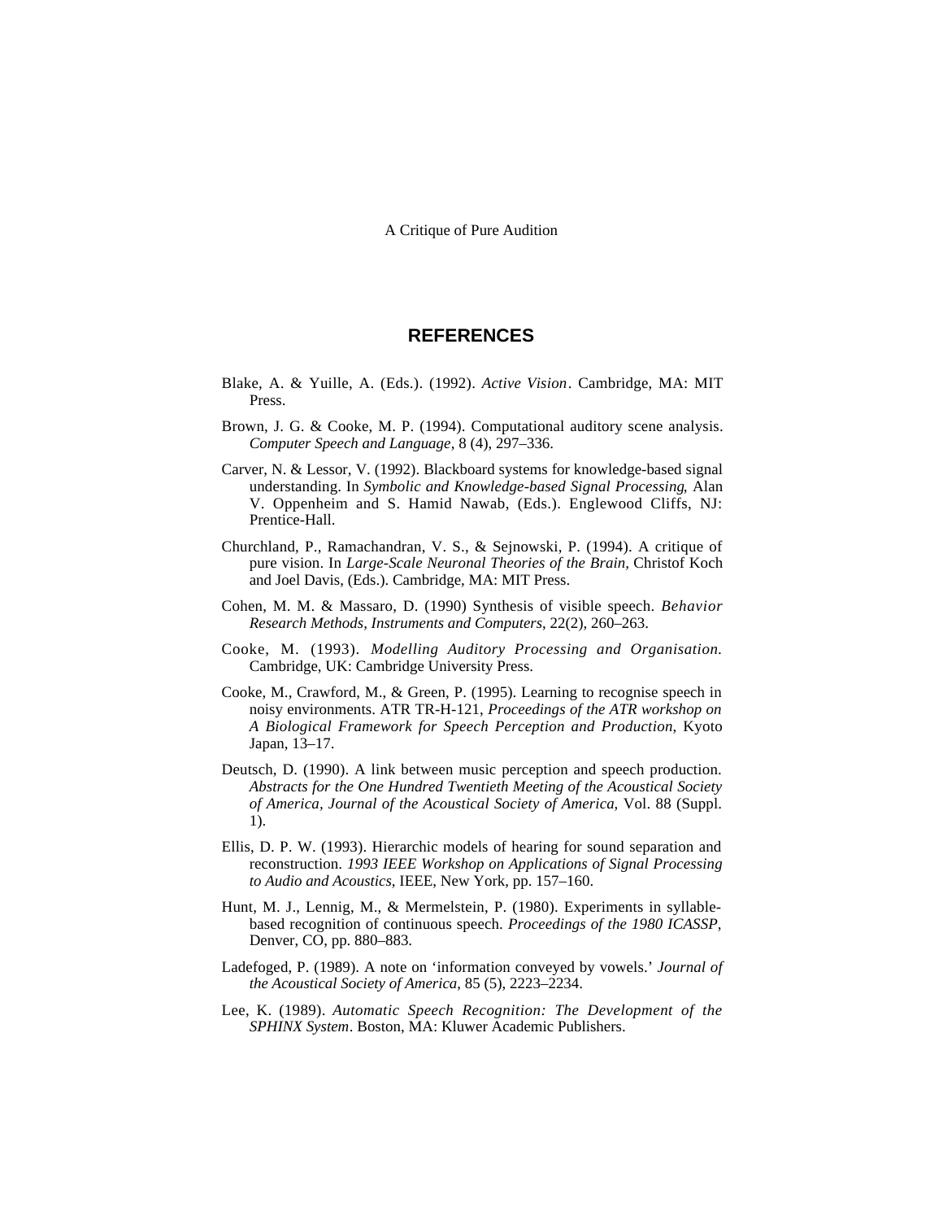## REFERENCES

Blake, A. & Yuille, A. (Eds.). (1992). *Active Vision*. Cambridge, MA: MIT Press.

Brown, J. G. & Cooke, M. P. (1994). Computational auditory scene analysis. *Computer Speech and Language*, 8 (4), 297–336.

Carver, N. & Lessor, V. (1992). Blackboard systems for knowledge-based signal understanding. In *Symbolic and Knowledge-based Signal Processing*, Alan V. Oppenheim and S. Hamid Nawab, (Eds.). Englewood Cliffs, NJ: Prentice-Hall.

Churchland, P., Ramachandran, V. S., & Sejnowski, P. (1994). A critique of pure vision. In *Large-Scale Neuronal Theories of the Brain,* Christof Koch and Joel Davis, (Eds.). Cambridge, MA: MIT Press.

Cohen, M. M. & Massaro, D. (1990) Synthesis of visible speech. *Behavior Research Methods, Instruments and Computers*, 22(2), 260–263.

Cooke, M. (1993). *Modelling Auditory Processing and Organisation.* Cambridge, UK: Cambridge University Press.

Cooke, M., Crawford, M., & Green, P. (1995). Learning to recognise speech in noisy environments. ATR TR-H-121, *Proceedings of the ATR workshop on A Biological Framework for Speech Perception and Production,* Kyoto Japan, 13–17.

Deutsch, D. (1990). A link between music perception and speech production. *Abstracts for the One Hundred Twentieth Meeting of the Acoustical Society of America, Journal of the Acoustical Society of America,* Vol. 88 (Suppl. 1).

Ellis, D. P. W. (1993). Hierarchic models of hearing for sound separation and reconstruction. *1993 IEEE Workshop on Applications of Signal Processing to Audio and Acoustics*, IEEE, New York, pp. 157–160.

Hunt, M. J., Lennig, M., & Mermelstein, P. (1980). Experiments in syllable-based recognition of continuous speech. *Proceedings of the 1980 ICASSP*, Denver, CO, pp. 880–883.

Ladefoged, P. (1989). A note on 'information conveyed by vowels.' *Journal of the Acoustical Society of America*, 85 (5), 2223–2234.

Lee, K. (1989). *Automatic Speech Recognition: The Development of the SPHINX System*. Boston, MA: Kluwer Academic Publishers.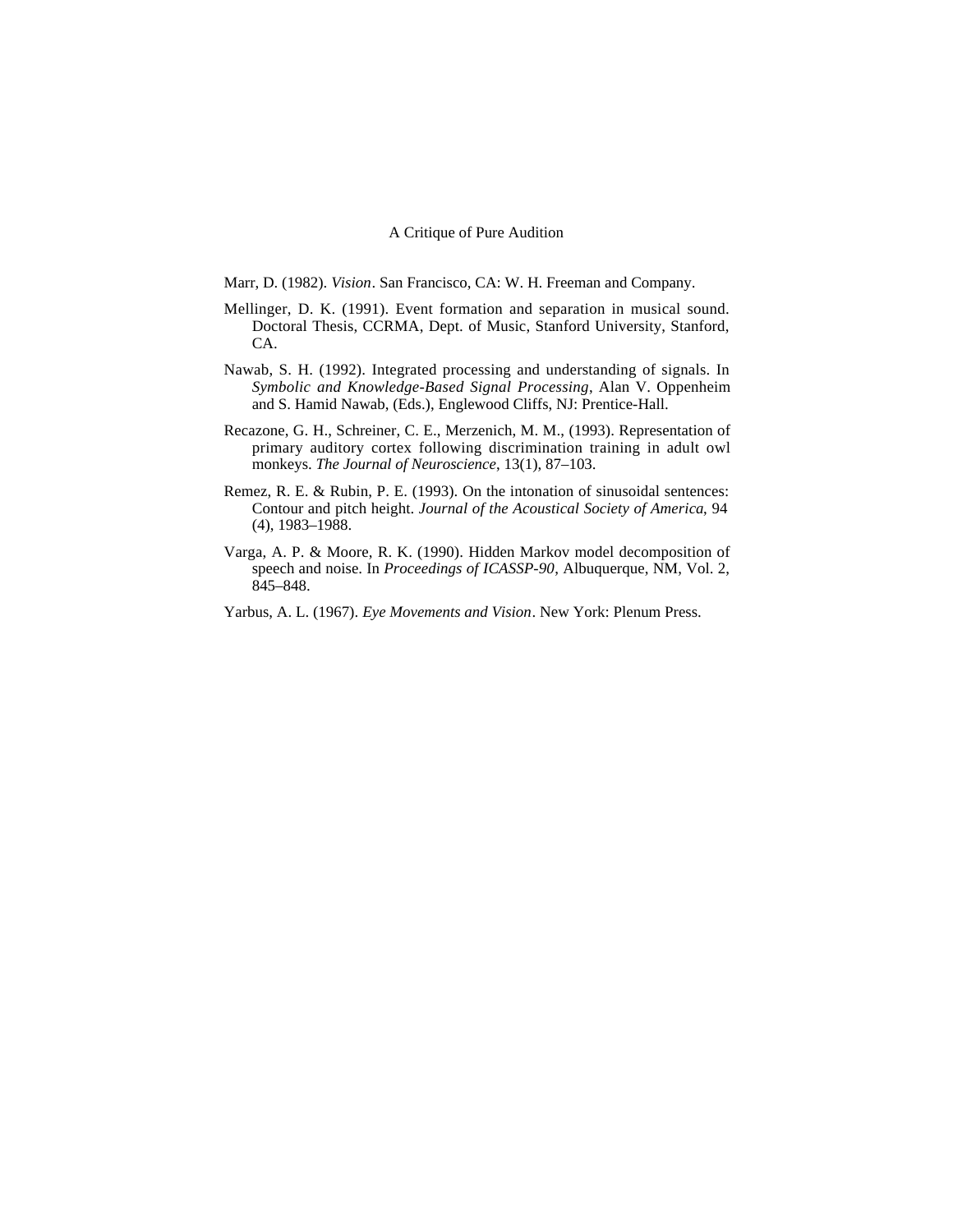Marr, D. (1982). *Vision*. San Francisco, CA: W. H. Freeman and Company.

Mellinger, D. K. (1991). Event formation and separation in musical sound. Doctoral Thesis, CCRMA, Dept. of Music, Stanford University, Stanford, CA.

Nawab, S. H. (1992). Integrated processing and understanding of signals. In *Symbolic and Knowledge-Based Signal Processing*, Alan V. Oppenheim and S. Hamid Nawab, (Eds.), Englewood Cliffs, NJ: Prentice-Hall.

Recazone, G. H., Schreiner, C. E., Merzenich, M. M., (1993). Representation of primary auditory cortex following discrimination training in adult owl monkeys. *The Journal of Neuroscience*, 13(1), 87–103.

Remez, R. E. & Rubin, P. E. (1993). On the intonation of sinusoidal sentences: Contour and pitch height. *Journal of the Acoustical Society of America*, 94 (4), 1983–1988.

Varga, A. P. & Moore, R. K. (1990). Hidden Markov model decomposition of speech and noise. In *Proceedings of ICASSP-90*, Albuquerque, NM, Vol. 2, 845–848.

Yarbus, A. L. (1967). *Eye Movements and Vision*. New York: Plenum Press.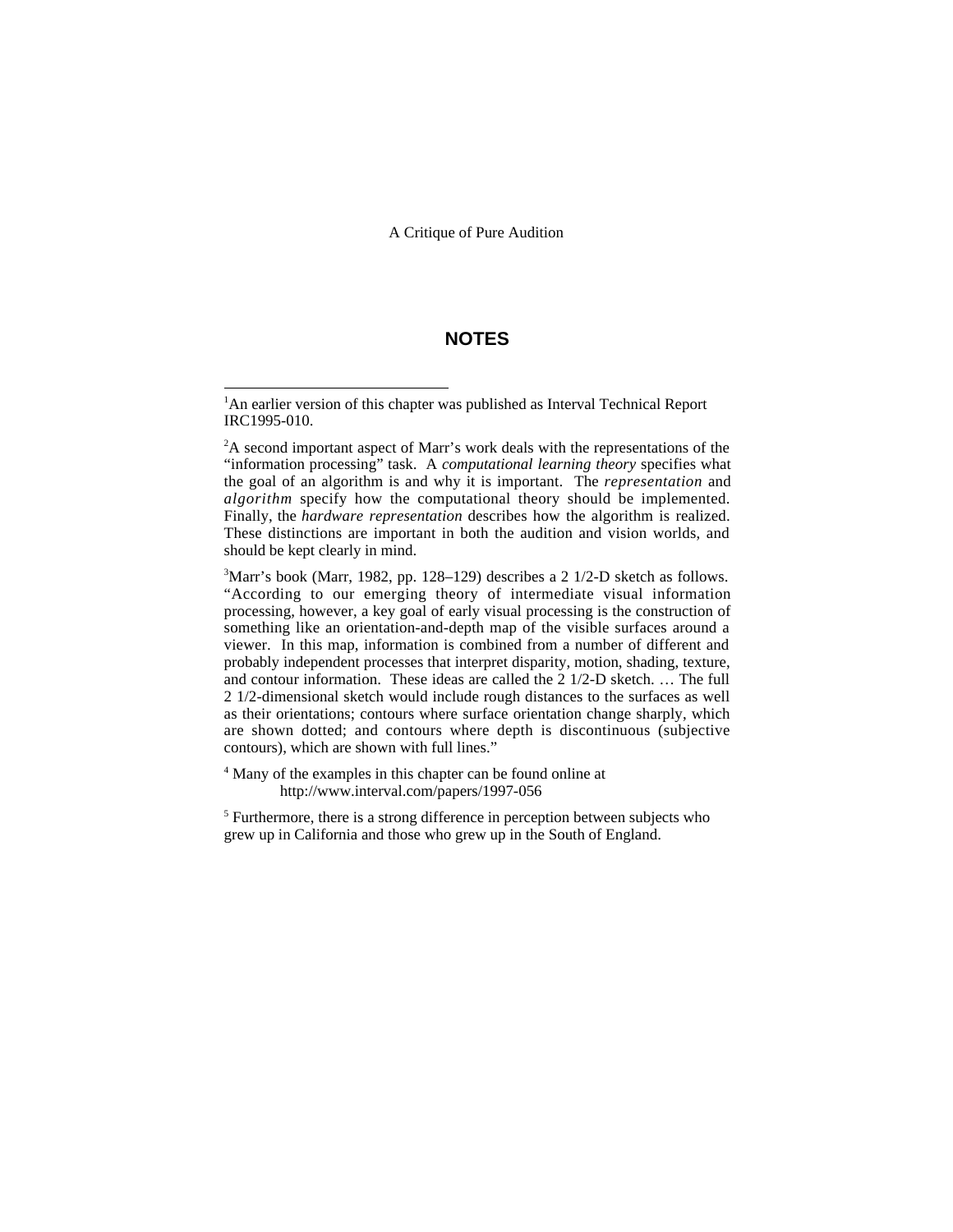## NOTES

[1]An earlier version of this chapter was published as Interval Technical Report IRC1995-010.

[2]A second important aspect of Marr's work deals with the representations of the "information processing" task. A *computational learning theory* specifies what the goal of an algorithm is and why it is important. The *representation* and *algorithm* specify how the computational theory should be implemented. Finally, the *hardware representation* describes how the algorithm is realized. These distinctions are important in both the audition and vision worlds, and should be kept clearly in mind.

[3]Marr's book (Marr, 1982, pp. 128–129) describes a 2 1/2-D sketch as follows. "According to our emerging theory of intermediate visual information processing, however, a key goal of early visual processing is the construction of something like an orientation-and-depth map of the visible surfaces around a viewer. In this map, information is combined from a number of different and probably independent processes that interpret disparity, motion, shading, texture, and contour information. These ideas are called the 2 1/2-D sketch. … The full 2 1/2-dimensional sketch would include rough distances to the surfaces as well as their orientations; contours where surface orientation change sharply, which are shown dotted; and contours where depth is discontinuous (subjective contours), which are shown with full lines."

[4] Many of the examples in this chapter can be found online at http://www.interval.com/papers/1997-056

[5] Furthermore, there is a strong difference in perception between subjects who grew up in California and those who grew up in the South of England.